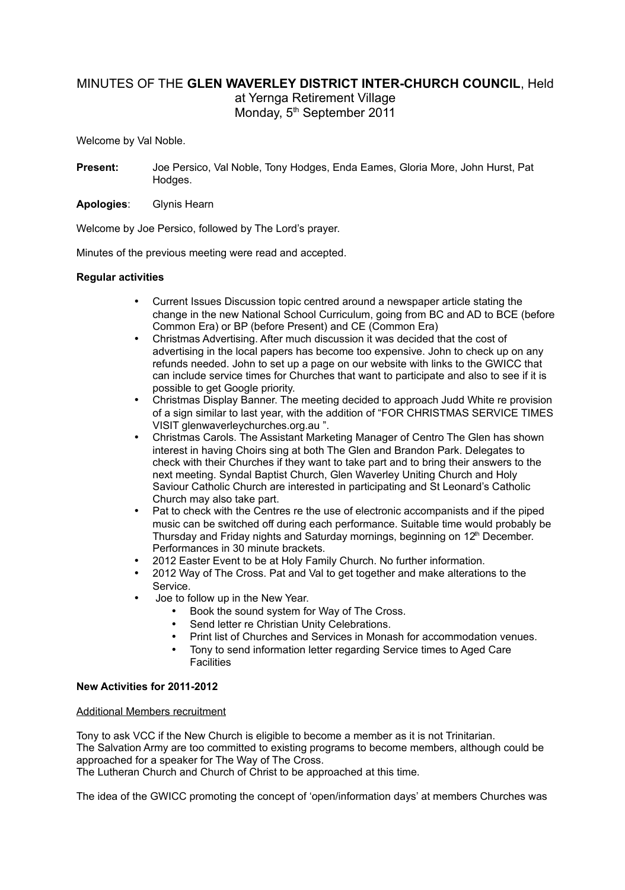MINUTES OF THE **GLEN WAVERLEY DISTRICT INTER-CHURCH COUNCIL**, Held at Yernga Retirement Village Monday, 5th September 2011

Welcome by Val Noble.

**Present:** Joe Persico, Val Noble, Tony Hodges, Enda Eames, Gloria More, John Hurst, Pat Hodges.

**Apologies**: Glynis Hearn

Welcome by Joe Persico, followed by The Lord's prayer.

Minutes of the previous meeting were read and accepted.

**Regular activities**

- Current Issues Discussion topic centred around a newspaper article stating the change in the new National School Curriculum, going from BC and AD to BCE (before Common Era) or BP (before Present) and CE (Common Era)
- Christmas Advertising. After much discussion it was decided that the cost of advertising in the local papers has become too expensive. John to check up on any refunds needed. John to set up a page on our website with links to the GWICC that can include service times for Churches that want to participate and also to see if it is possible to get Google priority.
- Christmas Display Banner. The meeting decided to approach Judd White re provision of a sign similar to last year, with the addition of "FOR CHRISTMAS SERVICE TIMES VISIT glenwaverleychurches.org.au ".
- Christmas Carols. The Assistant Marketing Manager of Centro The Glen has shown interest in having Choirs sing at both The Glen and Brandon Park. Delegates to check with their Churches if they want to take part and to bring their answers to the next meeting. Syndal Baptist Church, Glen Waverley Uniting Church and Holy Saviour Catholic Church are interested in participating and St Leonard's Catholic Church may also take part.
- Pat to check with the Centres re the use of electronic accompanists and if the piped music can be switched off during each performance. Suitable time would probably be Thursday and Friday nights and Saturday mornings, beginning on 12th December. Performances in 30 minute brackets.
- 2012 Easter Event to be at Holy Family Church. No further information.
- 2012 Way of The Cross. Pat and Val to get together and make alterations to the Service.
- Joe to follow up in the New Year.
    - Book the sound system for Way of The Cross.
    - Send letter re Christian Unity Celebrations.
    - Print list of Churches and Services in Monash for accommodation venues.
    - Tony to send information letter regarding Service times to Aged Care Facilities

**New Activities for 2011-2012**

Additional Members recruitment

Tony to ask VCC if the New Church is eligible to become a member as it is not Trinitarian.
The Salvation Army are too committed to existing programs to become members, although could be approached for a speaker for The Way of The Cross.
The Lutheran Church and Church of Christ to be approached at this time.

The idea of the GWICC promoting the concept of 'open/information days' at members Churches was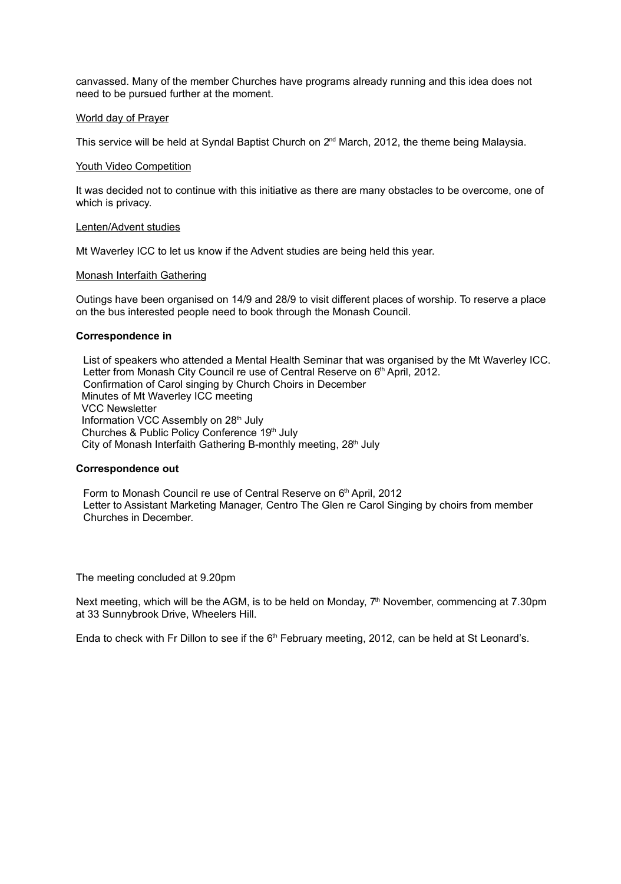canvassed. Many of the member Churches have programs already running and this idea does not need to be pursued further at the moment.

World day of Prayer

This service will be held at Syndal Baptist Church on 2nd March, 2012, the theme being Malaysia.

Youth Video Competition

It was decided not to continue with this initiative as there are many obstacles to be overcome, one of which is privacy.

Lenten/Advent studies

Mt Waverley ICC to let us know if the Advent studies are being held this year.

Monash Interfaith Gathering

Outings have been organised on 14/9 and 28/9 to visit different places of worship. To reserve a place on the bus interested people need to book through the Monash Council.

**Correspondence in**

List of speakers who attended a Mental Health Seminar that was organised by the Mt Waverley ICC.
Letter from Monash City Council re use of Central Reserve on 6th April, 2012.
Confirmation of Carol singing by Church Choirs in December
Minutes of Mt Waverley ICC meeting
VCC Newsletter
Information VCC Assembly on 28th July
Churches & Public Policy Conference 19th July
City of Monash Interfaith Gathering B-monthly meeting, 28th July

**Correspondence out**

Form to Monash Council re use of Central Reserve on 6th April, 2012
Letter to Assistant Marketing Manager, Centro The Glen re Carol Singing by choirs from member Churches in December.

The meeting concluded at 9.20pm

Next meeting, which will be the AGM, is to be held on Monday, 7th November, commencing at 7.30pm at 33 Sunnybrook Drive, Wheelers Hill.

Enda to check with Fr Dillon to see if the 6th February meeting, 2012, can be held at St Leonard's.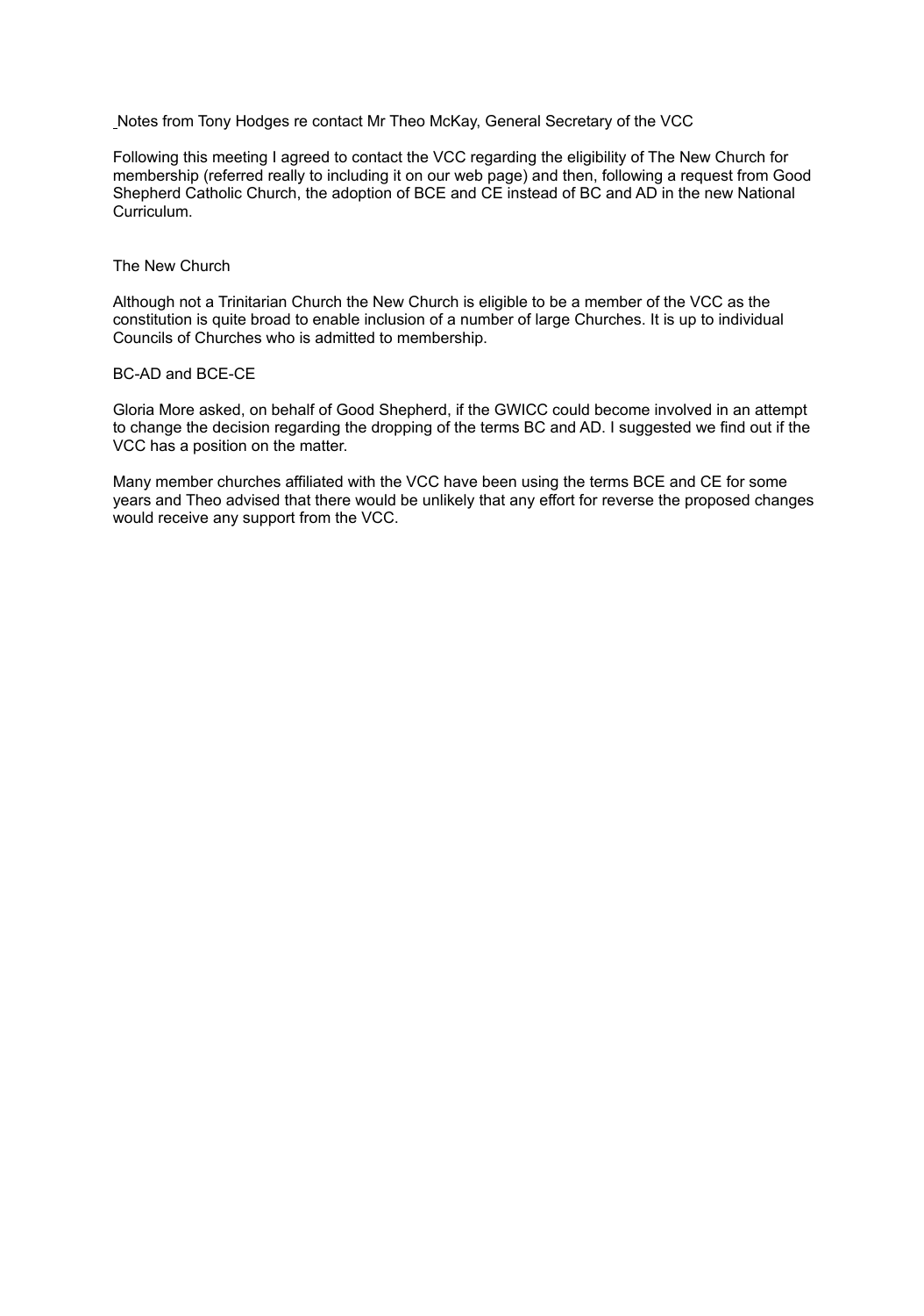Notes from Tony Hodges re contact Mr Theo McKay, General Secretary of the VCC

Following this meeting I agreed to contact the VCC regarding the eligibility of The New Church for membership (referred really to including it on our web page) and then, following a request from Good Shepherd Catholic Church, the adoption of BCE and CE instead of BC and AD in the new National Curriculum.

The New Church

Although not a Trinitarian Church the New Church is eligible to be a member of the VCC as the constitution is quite broad to enable inclusion of a number of large Churches. It is up to individual Councils of Churches who is admitted to membership.

BC-AD and BCE-CE

Gloria More asked, on behalf of Good Shepherd, if the GWICC could become involved in an attempt to change the decision regarding the dropping of the terms BC and AD. I suggested we find out if the VCC has a position on the matter.

Many member churches affiliated with the VCC have been using the terms BCE and CE for some years and Theo advised that there would be unlikely that any effort for reverse the proposed changes would receive any support from the VCC.